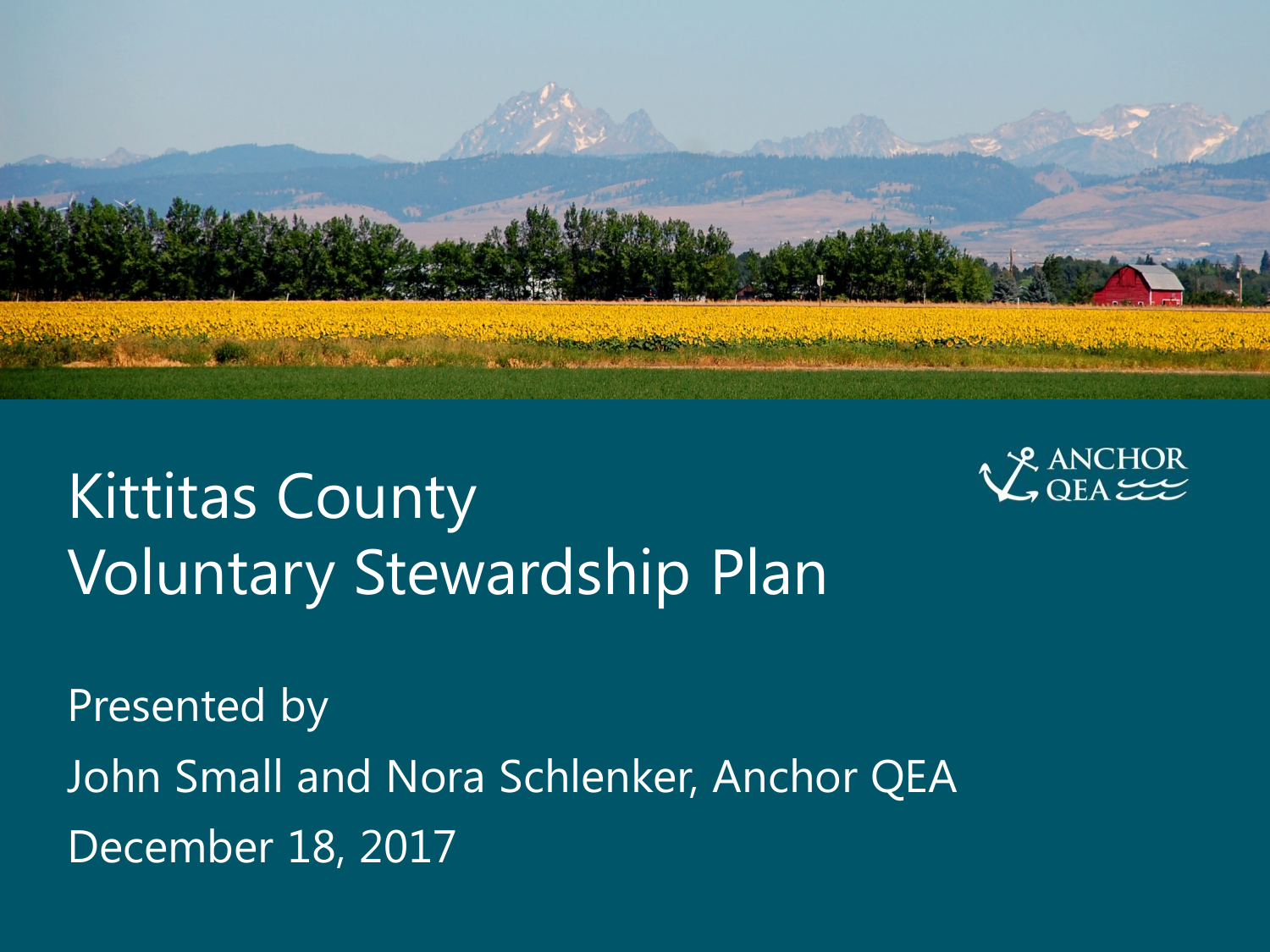# Kittitas County Voluntary Stewardship Plan

ANCHOR QEA

Presented by

John Small and Nora Schlenker, Anchor QEA

December 18, 2017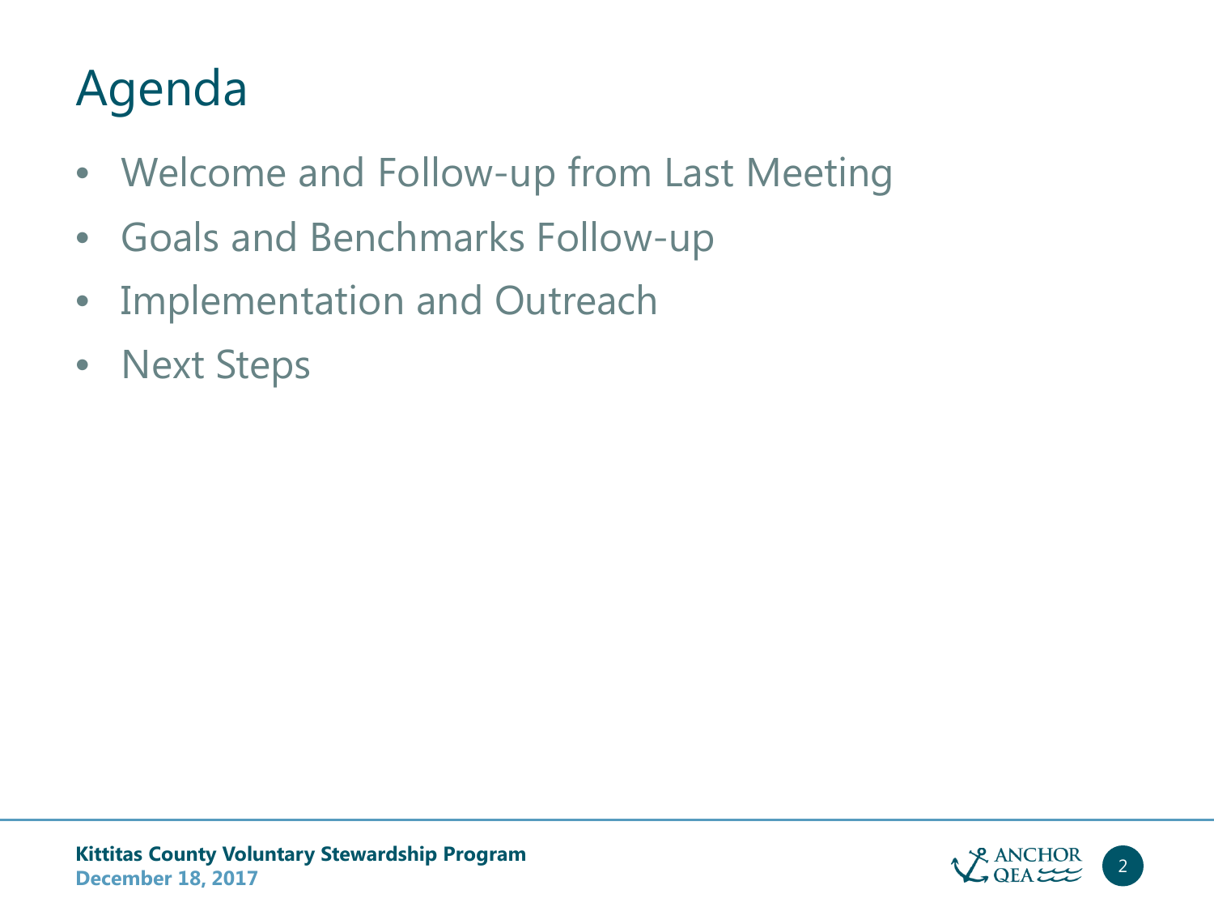# Agenda

- Welcome and Follow-up from Last Meeting
- Goals and Benchmarks Follow-up
- Implementation and Outreach
- Next Steps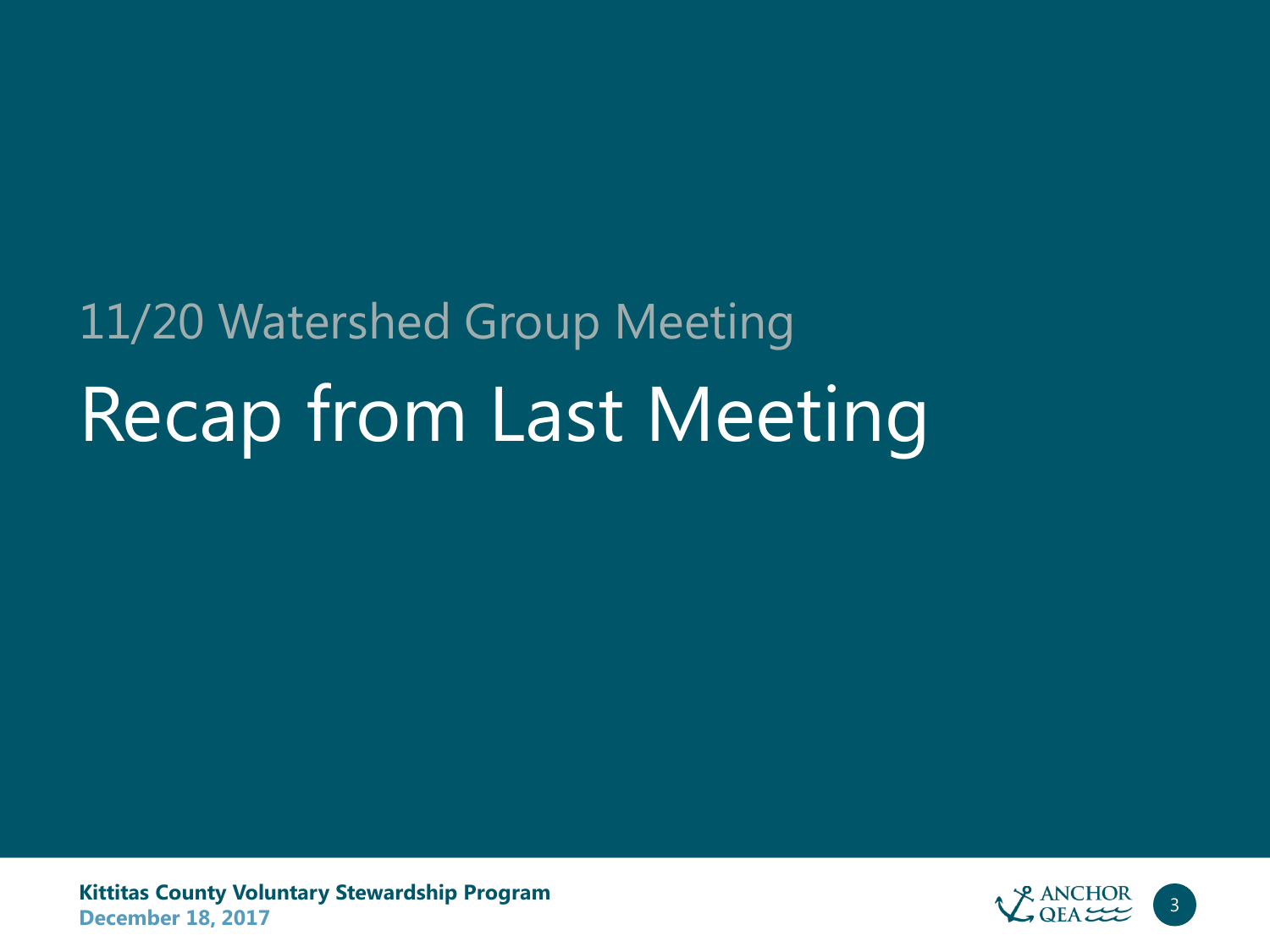11/20 Watershed Group Meeting

# Recap from Last Meeting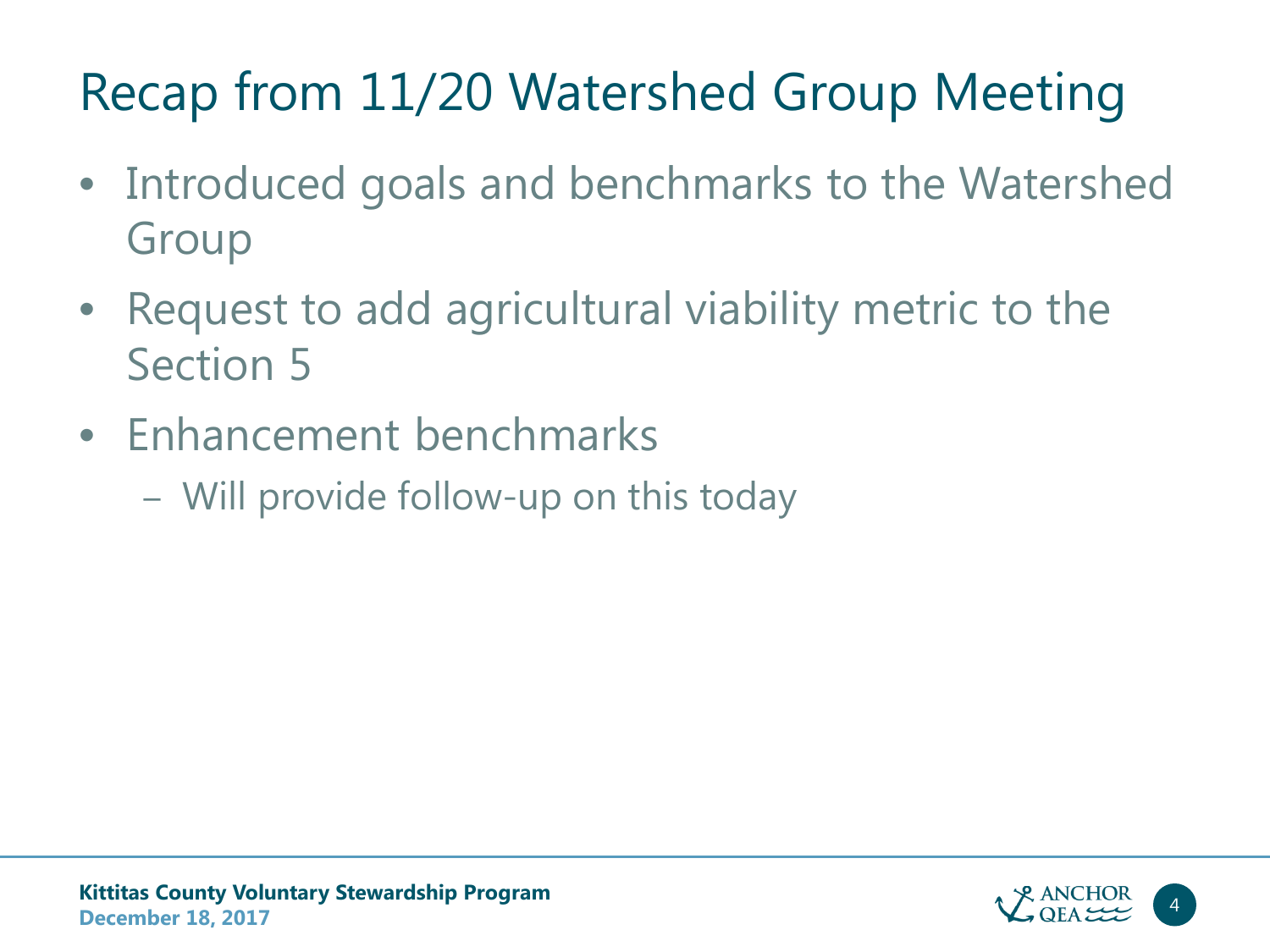# Recap from 11/20 Watershed Group Meeting

- Introduced goals and benchmarks to the Watershed Group
- Request to add agricultural viability metric to the Section 5
- Enhancement benchmarks
  - Will provide follow-up on this today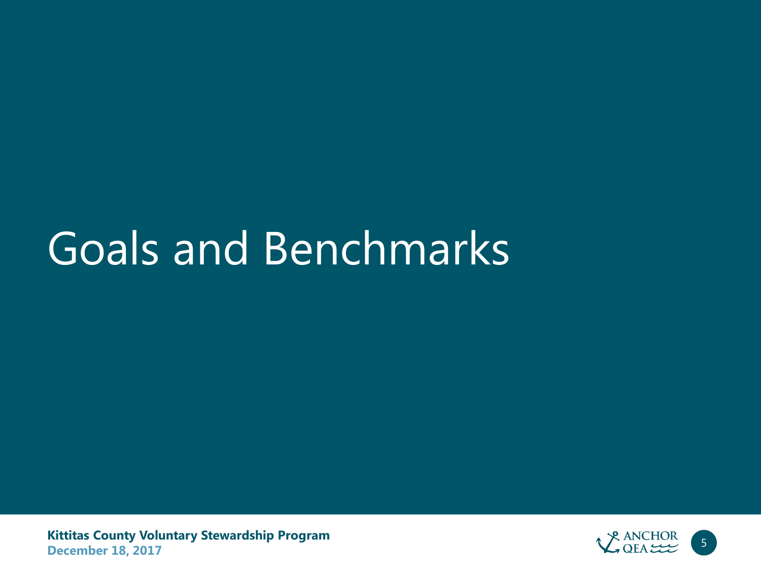# Goals and Benchmarks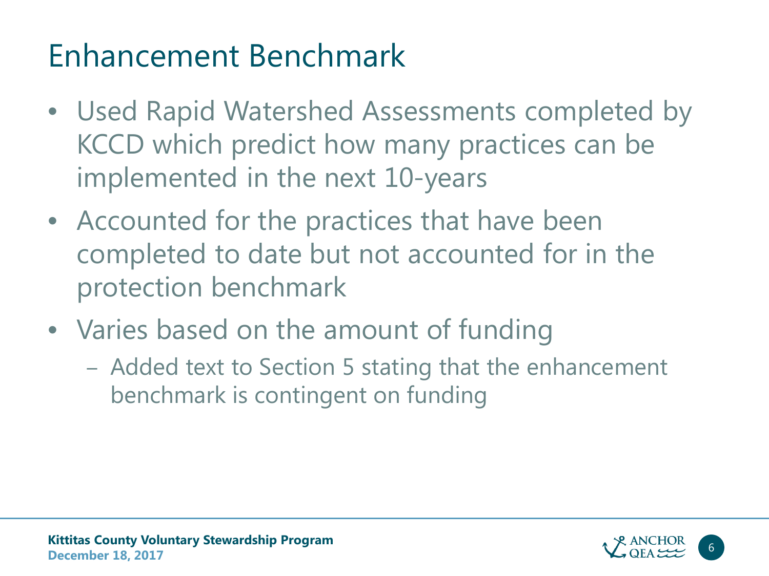# Enhancement Benchmark

- Used Rapid Watershed Assessments completed by KCCD which predict how many practices can be implemented in the next 10-years
- Accounted for the practices that have been completed to date but not accounted for in the protection benchmark
- Varies based on the amount of funding
  - Added text to Section 5 stating that the enhancement benchmark is contingent on funding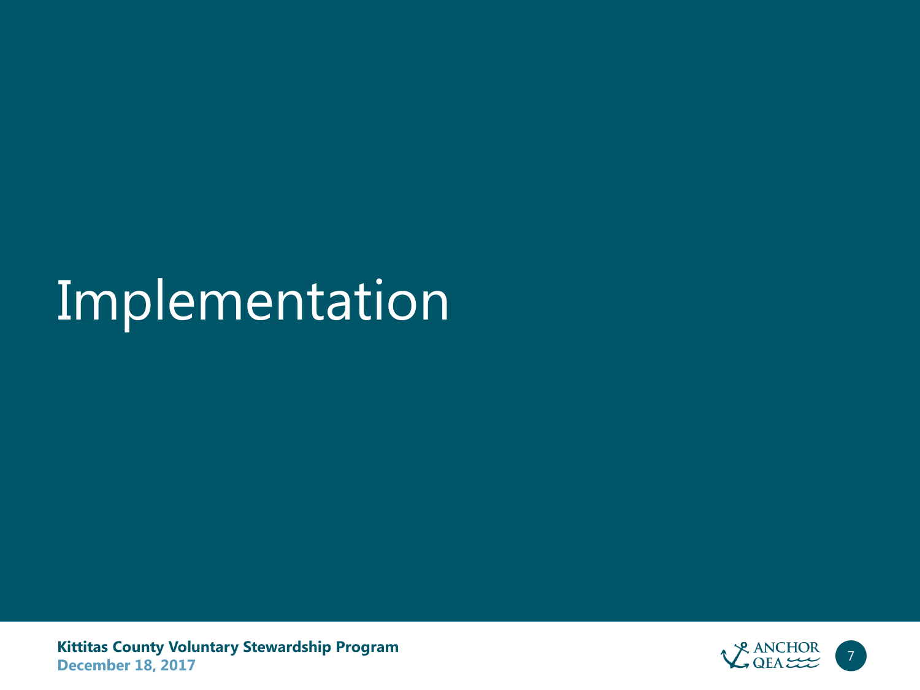# Implementation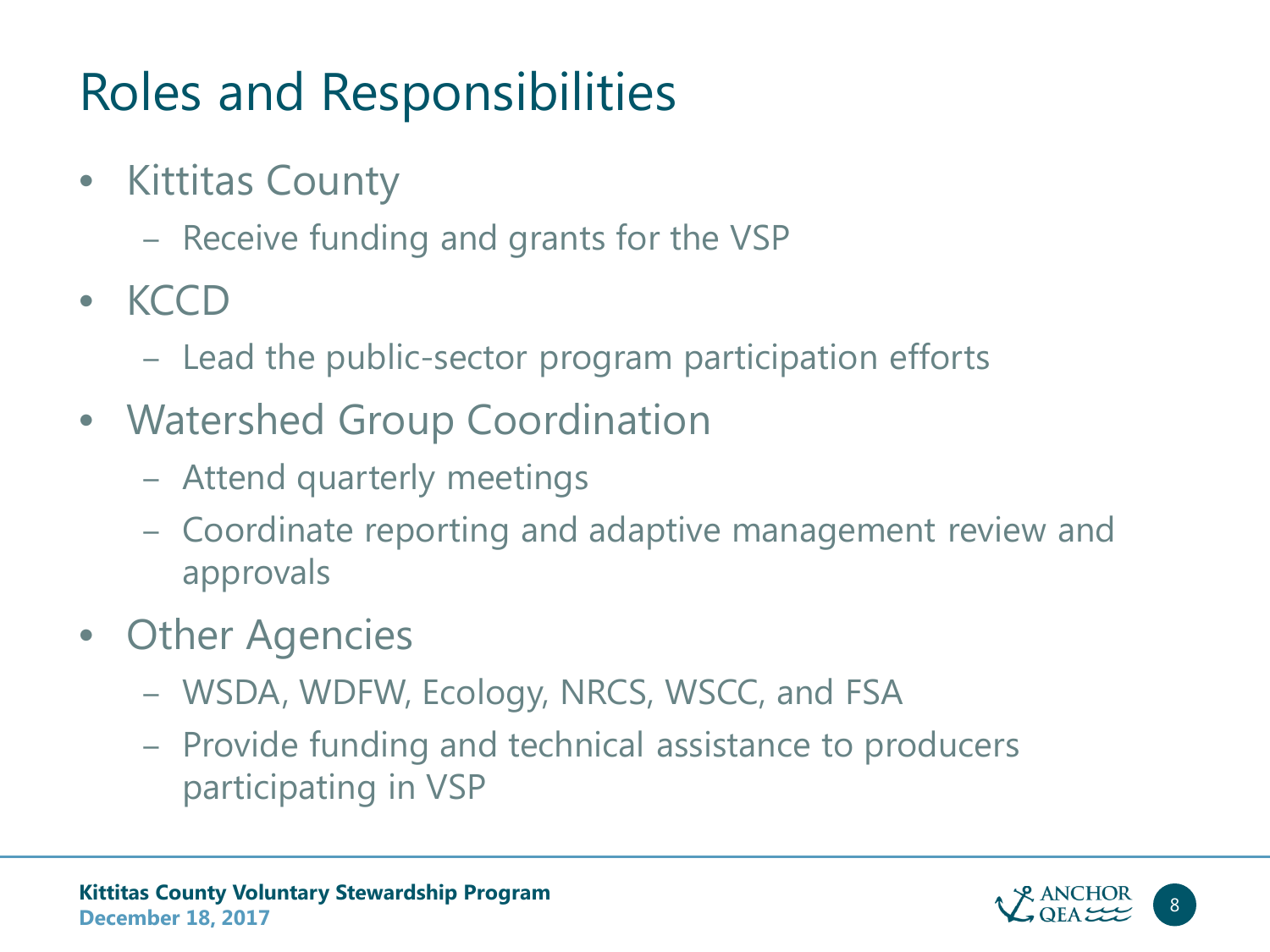# Roles and Responsibilities

- Kittitas County
  - Receive funding and grants for the VSP
- KCCD
  - Lead the public-sector program participation efforts
- Watershed Group Coordination
  - Attend quarterly meetings
  - Coordinate reporting and adaptive management review and approvals
- Other Agencies
  - WSDA, WDFW, Ecology, NRCS, WSCC, and FSA
  - Provide funding and technical assistance to producers participating in VSP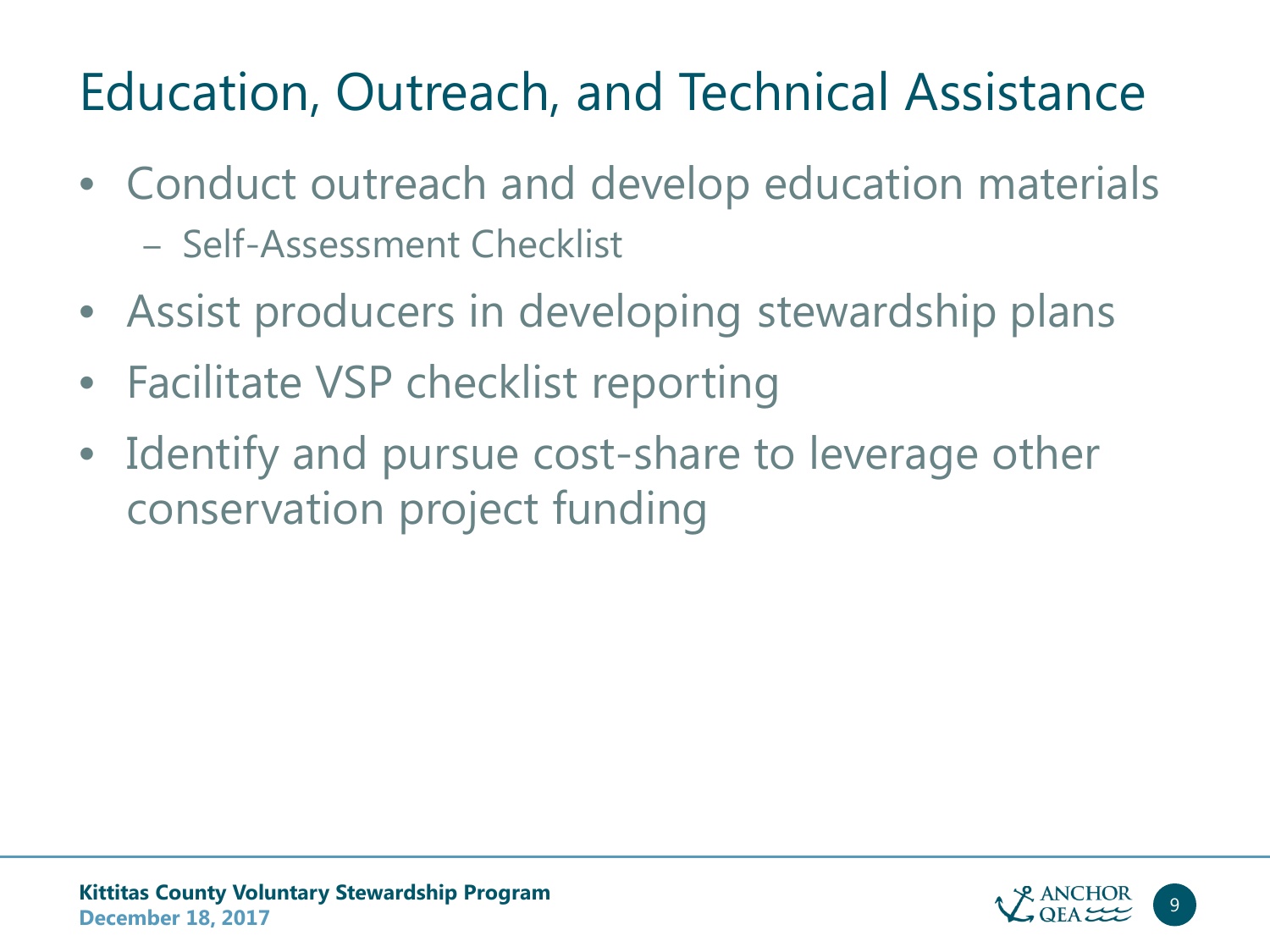# Education, Outreach, and Technical Assistance

- Conduct outreach and develop education materials
  - Self-Assessment Checklist
- Assist producers in developing stewardship plans
- Facilitate VSP checklist reporting
- Identify and pursue cost-share to leverage other conservation project funding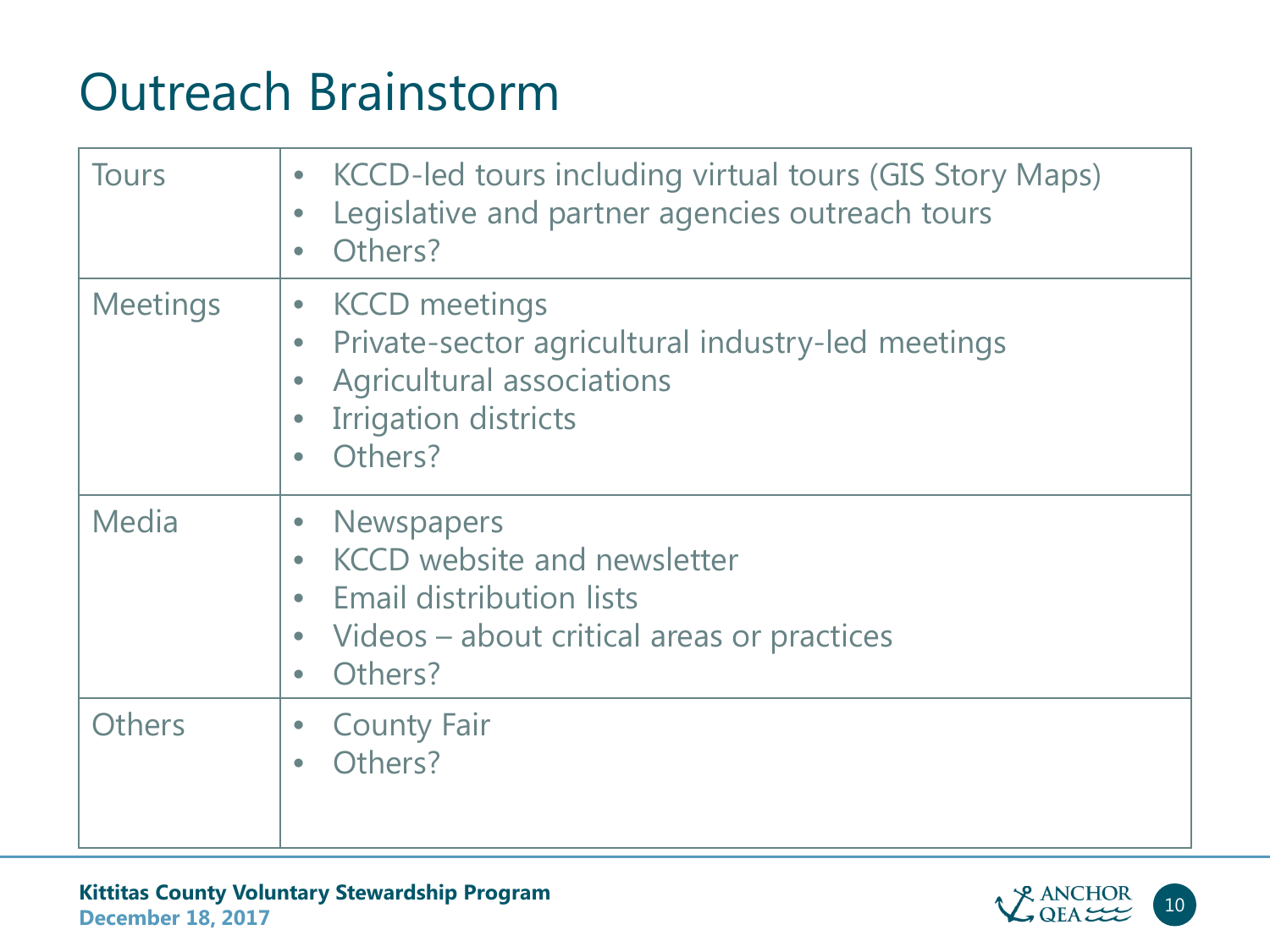# Outreach Brainstorm

| | |
|---|---|
| Tours | • KCCD-led tours including virtual tours (GIS Story Maps)<br>• Legislative and partner agencies outreach tours<br>• Others? |
| Meetings | • KCCD meetings<br>• Private-sector agricultural industry-led meetings<br>• Agricultural associations<br>• Irrigation districts<br>• Others? |
| Media | • Newspapers<br>• KCCD website and newsletter<br>• Email distribution lists<br>• Videos – about critical areas or practices<br>• Others? |
| Others | • County Fair<br>• Others? |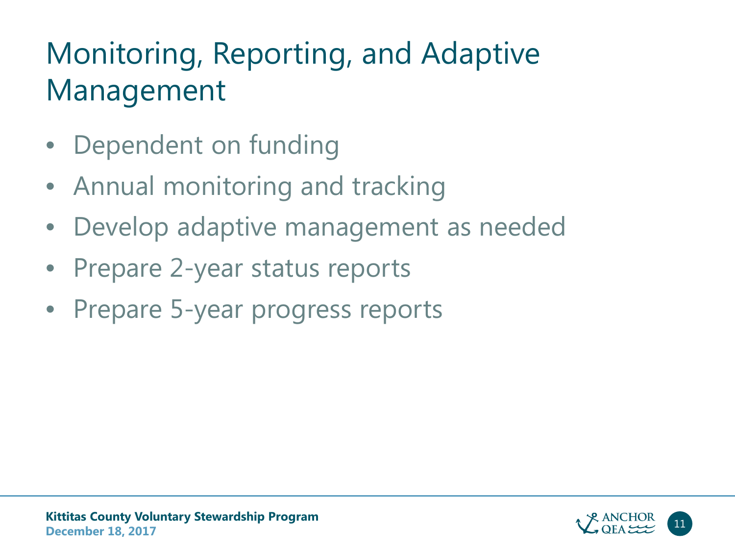# Monitoring, Reporting, and Adaptive Management

- Dependent on funding
- Annual monitoring and tracking
- Develop adaptive management as needed
- Prepare 2-year status reports
- Prepare 5-year progress reports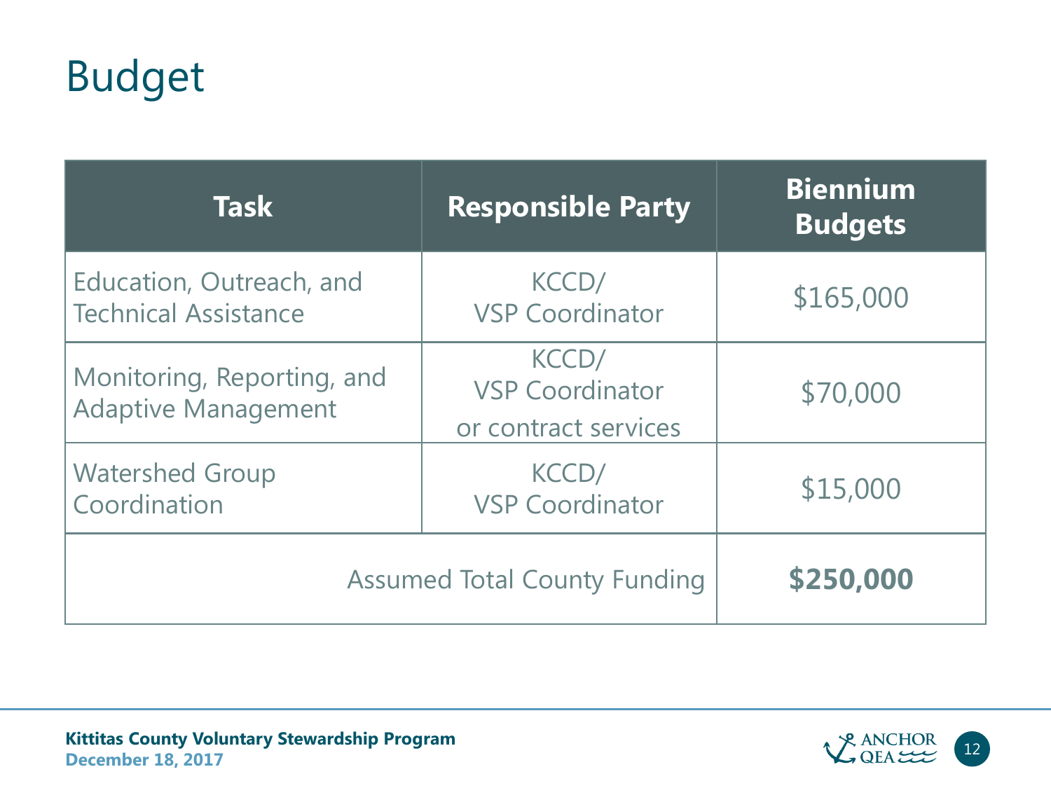# Budget

| Task | Responsible Party | Biennium Budgets |
|---|---|---|
| Education, Outreach, and Technical Assistance | KCCD/ VSP Coordinator | $165,000 |
| Monitoring, Reporting, and Adaptive Management | KCCD/ VSP Coordinator or contract services | $70,000 |
| Watershed Group Coordination | KCCD/ VSP Coordinator | $15,000 |
| Assumed Total County Funding | | **$250,000** |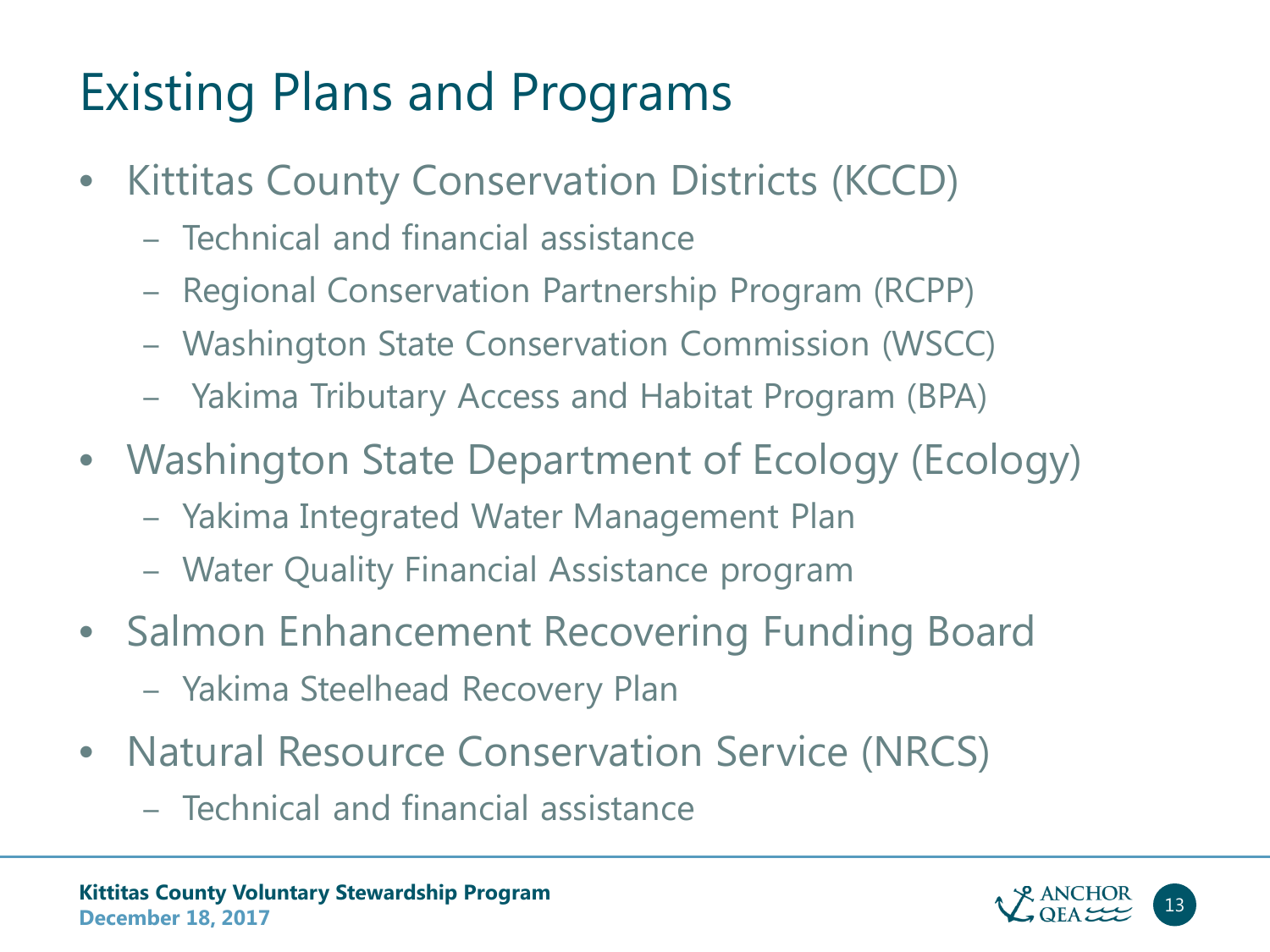# Existing Plans and Programs

- Kittitas County Conservation Districts (KCCD)
  - Technical and financial assistance
  - Regional Conservation Partnership Program (RCPP)
  - Washington State Conservation Commission (WSCC)
  - Yakima Tributary Access and Habitat Program (BPA)
- Washington State Department of Ecology (Ecology)
  - Yakima Integrated Water Management Plan
  - Water Quality Financial Assistance program
- Salmon Enhancement Recovering Funding Board
  - Yakima Steelhead Recovery Plan
- Natural Resource Conservation Service (NRCS)
  - Technical and financial assistance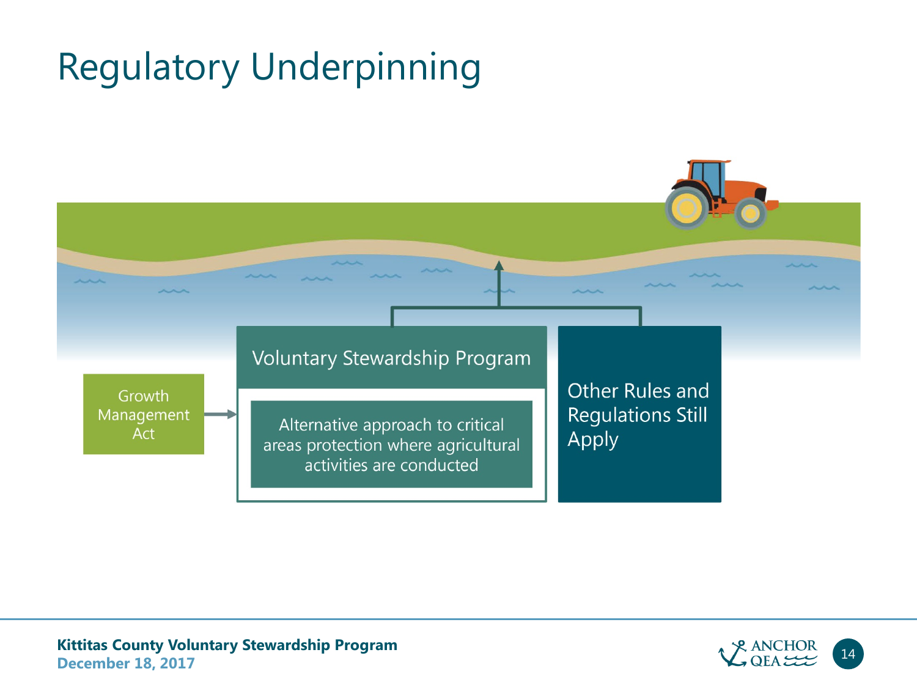# Regulatory Underpinning

Growth Management Act

Voluntary Stewardship Program

Alternative approach to critical areas protection where agricultural activities are conducted

Other Rules and Regulations Still Apply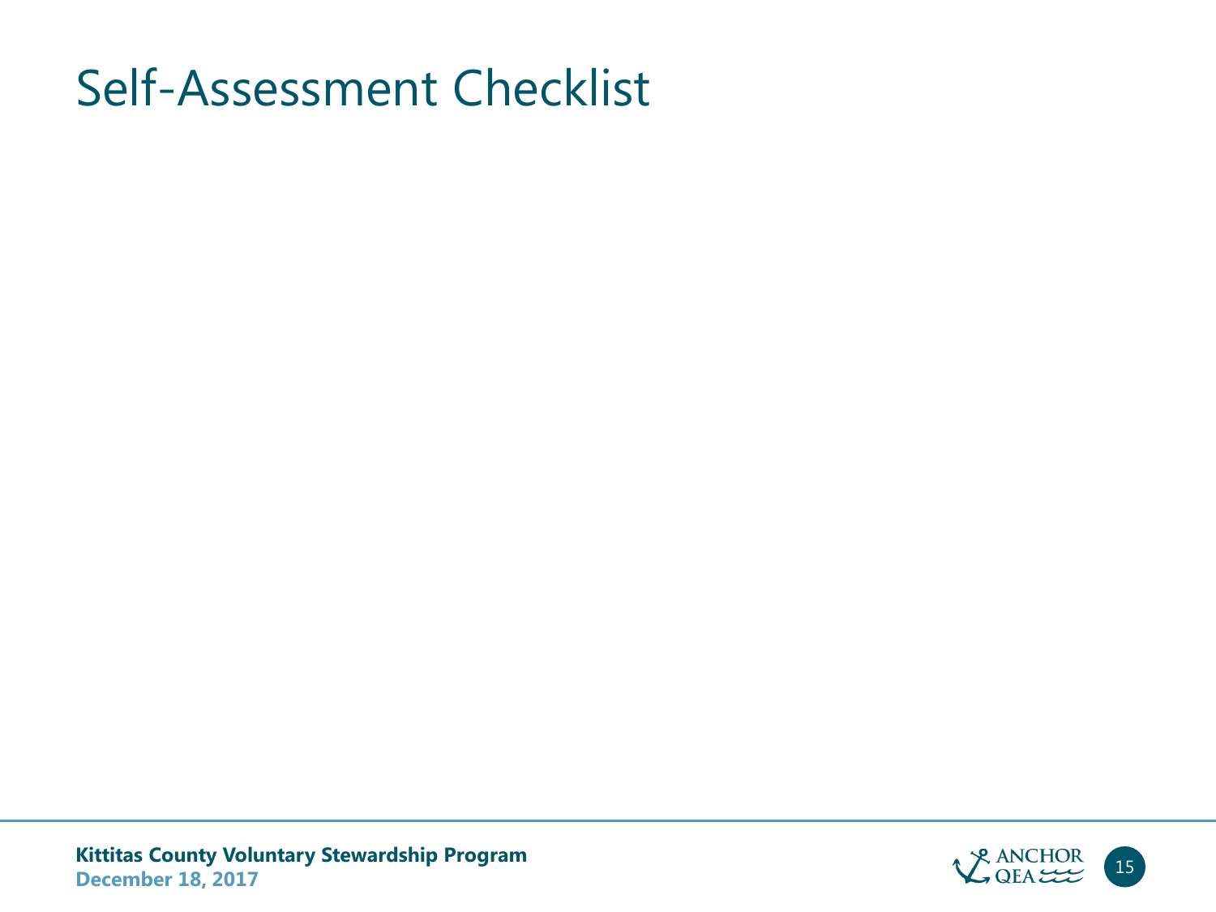# Self-Assessment Checklist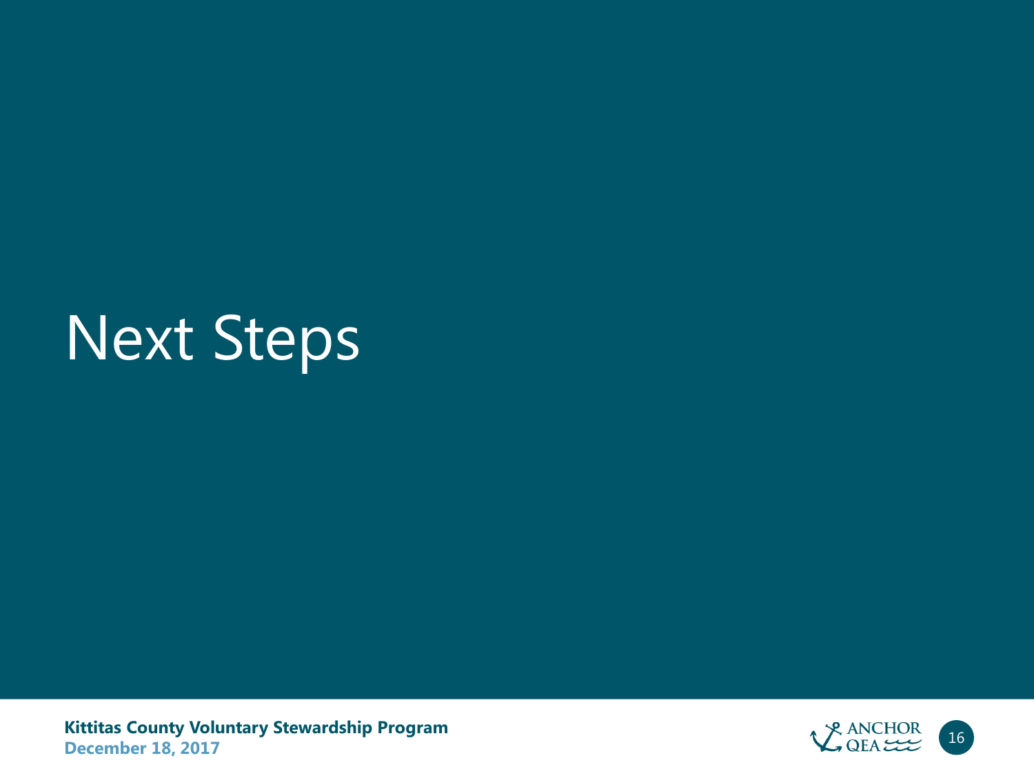# Next Steps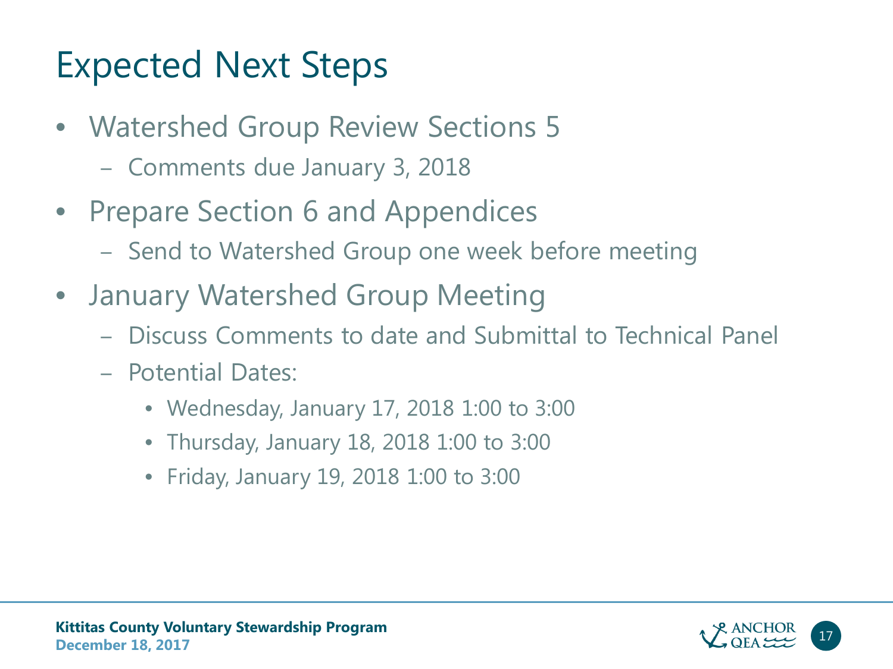# Expected Next Steps

- Watershed Group Review Sections 5
  - Comments due January 3, 2018
- Prepare Section 6 and Appendices
  - Send to Watershed Group one week before meeting
- January Watershed Group Meeting
  - Discuss Comments to date and Submittal to Technical Panel
  - Potential Dates:
    - Wednesday, January 17, 2018 1:00 to 3:00
    - Thursday, January 18, 2018 1:00 to 3:00
    - Friday, January 19, 2018 1:00 to 3:00